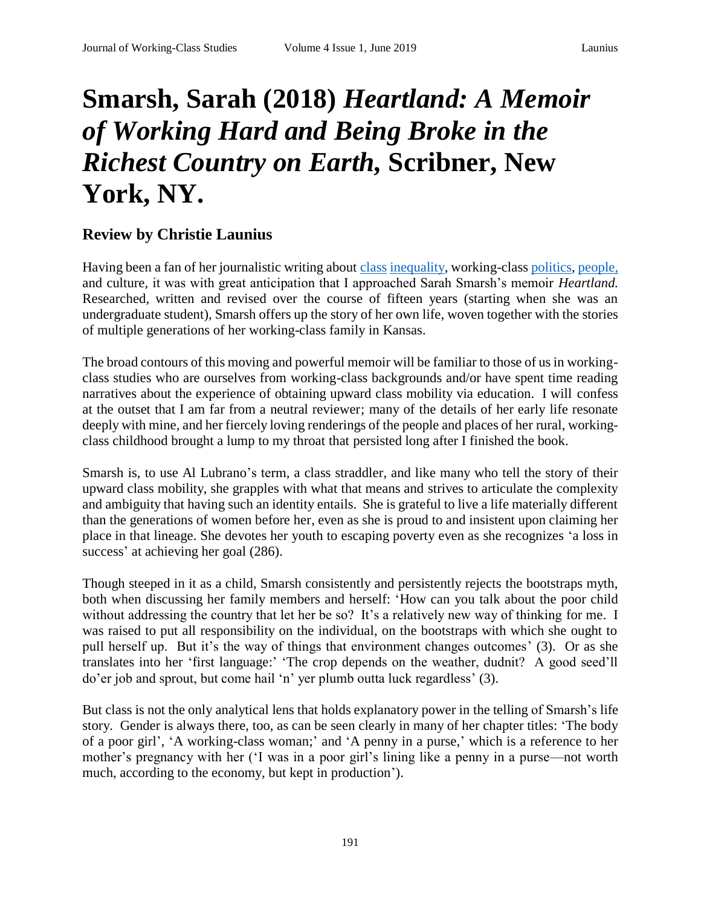# Smarsh, Sarah (2018) *Heartland: A Memoir of Working Hard and Being Broke in the Richest Country on Earth,* Scribner, New York, NY.

## Review by Christie Launius

Having been a fan of her journalistic writing about class inequality, working-class politics, people, and culture, it was with great anticipation that I approached Sarah Smarsh's memoir *Heartland.* Researched, written and revised over the course of fifteen years (starting when she was an undergraduate student), Smarsh offers up the story of her own life, woven together with the stories of multiple generations of her working-class family in Kansas.

The broad contours of this moving and powerful memoir will be familiar to those of us in working-class studies who are ourselves from working-class backgrounds and/or have spent time reading narratives about the experience of obtaining upward class mobility via education. I will confess at the outset that I am far from a neutral reviewer; many of the details of her early life resonate deeply with mine, and her fiercely loving renderings of the people and places of her rural, working-class childhood brought a lump to my throat that persisted long after I finished the book.

Smarsh is, to use Al Lubrano's term, a class straddler, and like many who tell the story of their upward class mobility, she grapples with what that means and strives to articulate the complexity and ambiguity that having such an identity entails. She is grateful to live a life materially different than the generations of women before her, even as she is proud to and insistent upon claiming her place in that lineage. She devotes her youth to escaping poverty even as she recognizes 'a loss in success' at achieving her goal (286).

Though steeped in it as a child, Smarsh consistently and persistently rejects the bootstraps myth, both when discussing her family members and herself: 'How can you talk about the poor child without addressing the country that let her be so? It's a relatively new way of thinking for me. I was raised to put all responsibility on the individual, on the bootstraps with which she ought to pull herself up. But it's the way of things that environment changes outcomes' (3). Or as she translates into her 'first language:' 'The crop depends on the weather, dudnit? A good seed'll do'er job and sprout, but come hail 'n' yer plumb outta luck regardless' (3).

But class is not the only analytical lens that holds explanatory power in the telling of Smarsh's life story. Gender is always there, too, as can be seen clearly in many of her chapter titles: 'The body of a poor girl', 'A working-class woman;' and 'A penny in a purse,' which is a reference to her mother's pregnancy with her ('I was in a poor girl's lining like a penny in a purse—not worth much, according to the economy, but kept in production').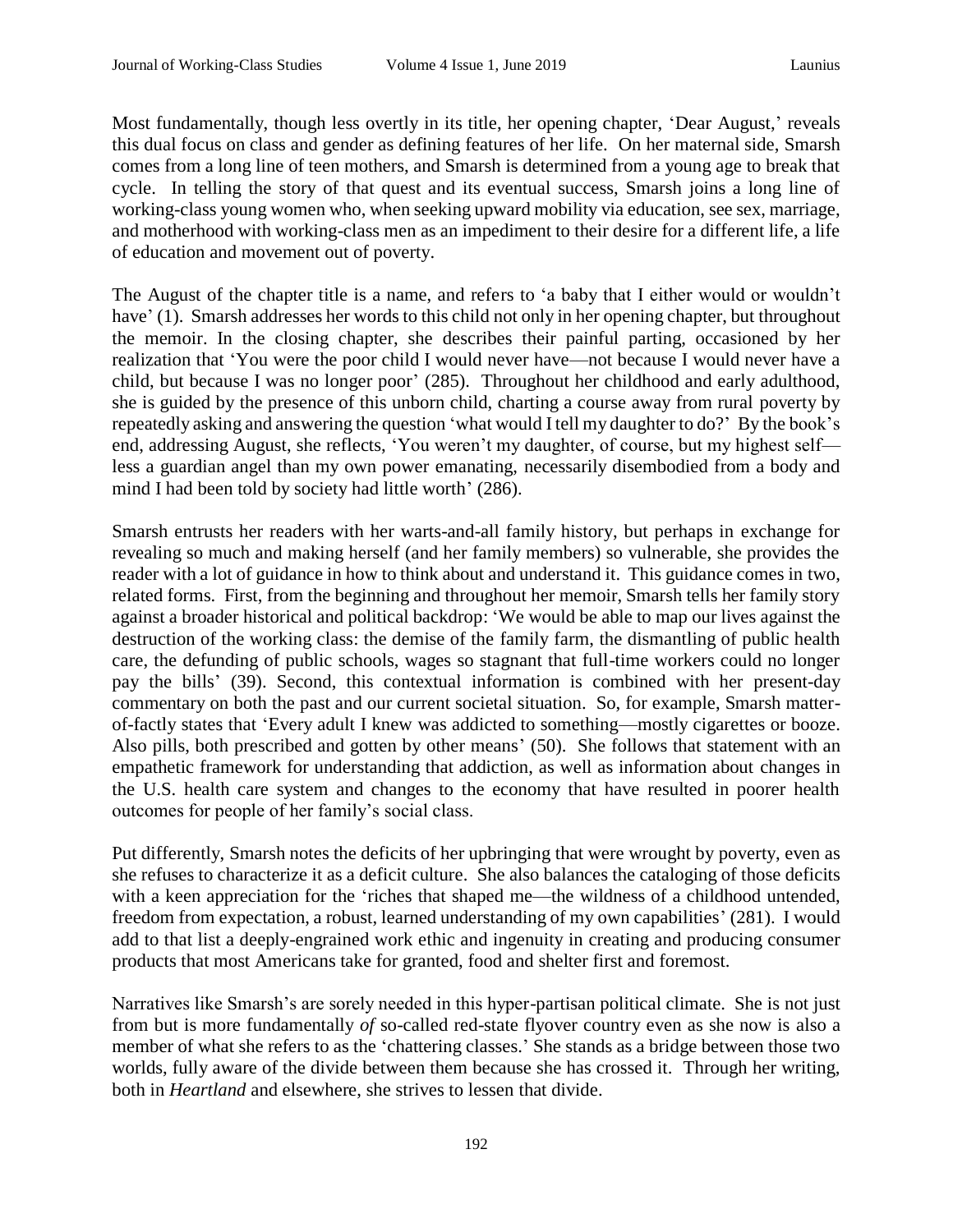Most fundamentally, though less overtly in its title, her opening chapter, 'Dear August,' reveals this dual focus on class and gender as defining features of her life. On her maternal side, Smarsh comes from a long line of teen mothers, and Smarsh is determined from a young age to break that cycle. In telling the story of that quest and its eventual success, Smarsh joins a long line of working-class young women who, when seeking upward mobility via education, see sex, marriage, and motherhood with working-class men as an impediment to their desire for a different life, a life of education and movement out of poverty.

The August of the chapter title is a name, and refers to 'a baby that I either would or wouldn't have' (1). Smarsh addresses her words to this child not only in her opening chapter, but throughout the memoir. In the closing chapter, she describes their painful parting, occasioned by her realization that 'You were the poor child I would never have—not because I would never have a child, but because I was no longer poor' (285). Throughout her childhood and early adulthood, she is guided by the presence of this unborn child, charting a course away from rural poverty by repeatedly asking and answering the question 'what would I tell my daughter to do?' By the book's end, addressing August, she reflects, 'You weren't my daughter, of course, but my highest self—less a guardian angel than my own power emanating, necessarily disembodied from a body and mind I had been told by society had little worth' (286).

Smarsh entrusts her readers with her warts-and-all family history, but perhaps in exchange for revealing so much and making herself (and her family members) so vulnerable, she provides the reader with a lot of guidance in how to think about and understand it. This guidance comes in two, related forms. First, from the beginning and throughout her memoir, Smarsh tells her family story against a broader historical and political backdrop: 'We would be able to map our lives against the destruction of the working class: the demise of the family farm, the dismantling of public health care, the defunding of public schools, wages so stagnant that full-time workers could no longer pay the bills' (39). Second, this contextual information is combined with her present-day commentary on both the past and our current societal situation. So, for example, Smarsh matter-of-factly states that 'Every adult I knew was addicted to something—mostly cigarettes or booze. Also pills, both prescribed and gotten by other means' (50). She follows that statement with an empathetic framework for understanding that addiction, as well as information about changes in the U.S. health care system and changes to the economy that have resulted in poorer health outcomes for people of her family's social class.

Put differently, Smarsh notes the deficits of her upbringing that were wrought by poverty, even as she refuses to characterize it as a deficit culture. She also balances the cataloging of those deficits with a keen appreciation for the 'riches that shaped me—the wildness of a childhood untended, freedom from expectation, a robust, learned understanding of my own capabilities' (281). I would add to that list a deeply-engrained work ethic and ingenuity in creating and producing consumer products that most Americans take for granted, food and shelter first and foremost.

Narratives like Smarsh's are sorely needed in this hyper-partisan political climate. She is not just from but is more fundamentally *of* so-called red-state flyover country even as she now is also a member of what she refers to as the 'chattering classes.' She stands as a bridge between those two worlds, fully aware of the divide between them because she has crossed it. Through her writing, both in *Heartland* and elsewhere, she strives to lessen that divide.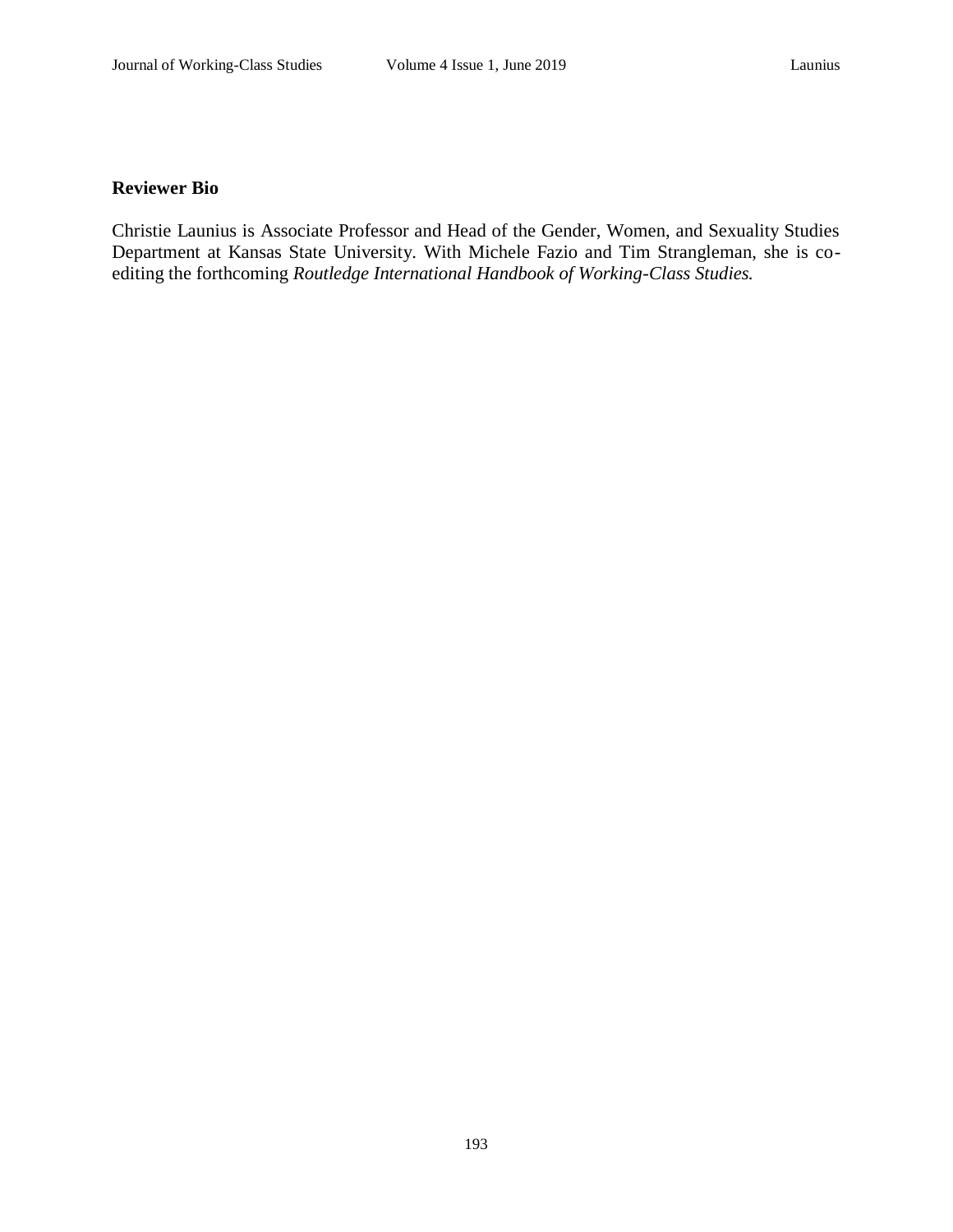**Reviewer Bio**

Christie Launius is Associate Professor and Head of the Gender, Women, and Sexuality Studies Department at Kansas State University. With Michele Fazio and Tim Strangleman, she is co-editing the forthcoming *Routledge International Handbook of Working-Class Studies.*